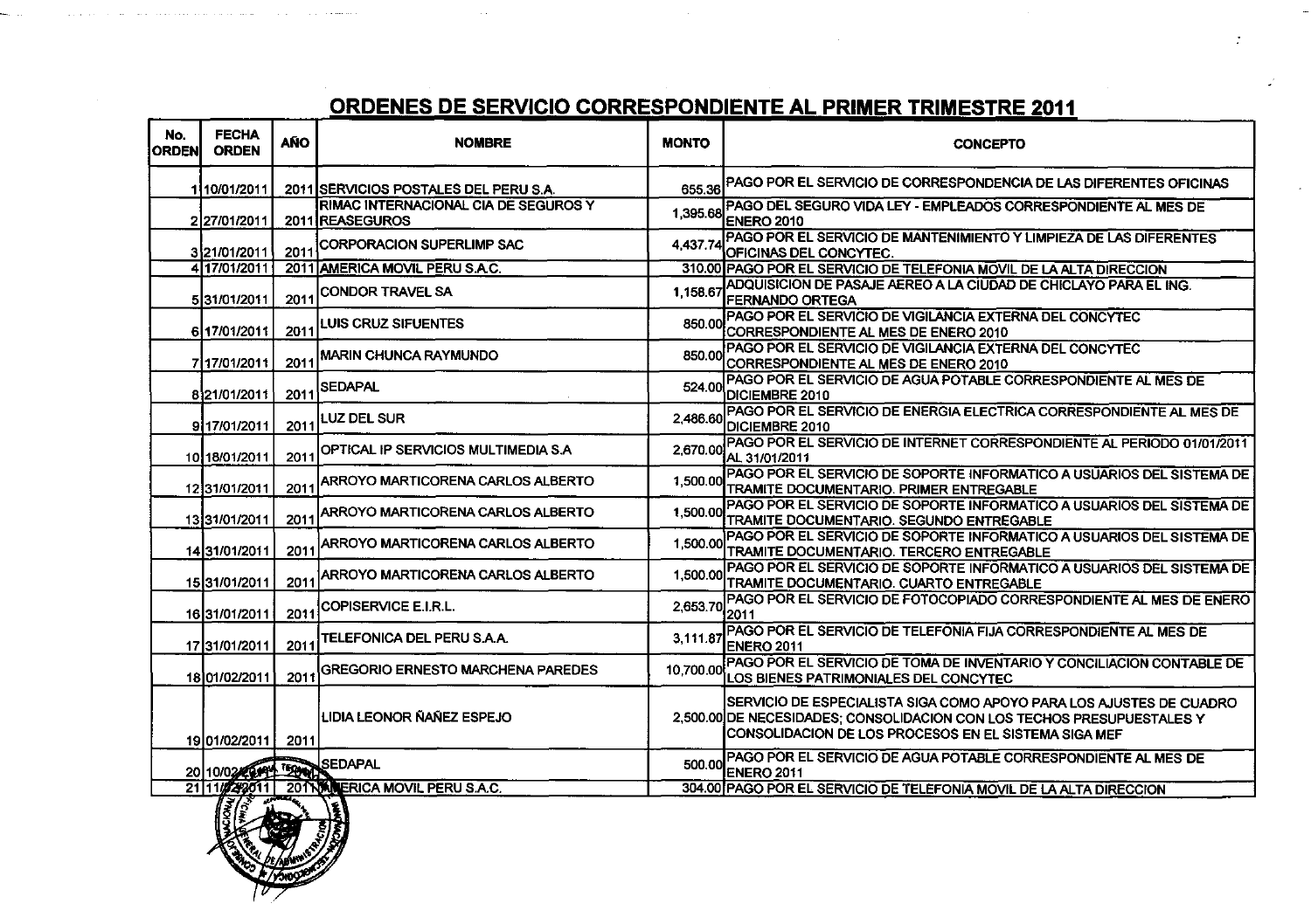## ORDENES DE SERVICIO CORRESPONDIENTE AL PRIMER TRIMESTRE 2011

| No. ORDEN | FECHA ORDEN | AÑO | NOMBRE | MONTO | CONCEPTO |
|---|---|---|---|---|---|
| 1 | 10/01/2011 | 2011 | SERVICIOS POSTALES DEL PERU S.A. | 655.36 | PAGO POR EL SERVICIO DE CORRESPONDENCIA DE LAS DIFERENTES OFICINAS |
| 2 | 27/01/2011 | 2011 | RIMAC INTERNACIONAL CIA DE SEGUROS Y REASEGUROS | 1,395.68 | PAGO DEL SEGURO VIDA LEY - EMPLEADOS CORRESPONDIENTE AL MES DE ENERO 2010 |
| 3 | 21/01/2011 | 2011 | CORPORACION SUPERLIMP SAC | 4,437.74 | PAGO POR EL SERVICIO DE MANTENIMIENTO Y LIMPIEZA DE LAS DIFERENTES OFICINAS DEL CONCYTEC. |
| 4 | 17/01/2011 | 2011 | AMERICA MOVIL PERU S.A.C. | 310.00 | PAGO POR EL SERVICIO DE TELEFONIA MOVIL DE LA ALTA DIRECCION |
| 5 | 31/01/2011 | 2011 | CONDOR TRAVEL SA | 1,158.67 | ADQUISICION DE PASAJE AEREO A LA CIUDAD DE CHICLAYO PARA EL ING. FERNANDO ORTEGA |
| 6 | 17/01/2011 | 2011 | LUIS CRUZ SIFUENTES | 850.00 | PAGO POR EL SERVICIO DE VIGILANCIA EXTERNA DEL CONCYTEC CORRESPONDIENTE AL MES DE ENERO 2010 |
| 7 | 17/01/2011 | 2011 | MARIN CHUNCA RAYMUNDO | 850.00 | PAGO POR EL SERVICIO DE VIGILANCIA EXTERNA DEL CONCYTEC CORRESPONDIENTE AL MES DE ENERO 2010 |
| 8 | 21/01/2011 | 2011 | SEDAPAL | 524.00 | PAGO POR EL SERVICIO DE AGUA POTABLE CORRESPONDIENTE AL MES DE DICIEMBRE 2010 |
| 9 | 17/01/2011 | 2011 | LUZ DEL SUR | 2,486.60 | PAGO POR EL SERVICIO DE ENERGIA ELECTRICA CORRESPONDIENTE AL MES DE DICIEMBRE 2010 |
| 10 | 18/01/2011 | 2011 | OPTICAL IP SERVICIOS MULTIMEDIA S.A | 2,670.00 | PAGO POR EL SERVICIO DE INTERNET CORRESPONDIENTE AL PERIODO 01/01/2011 AL 31/01/2011 |
| 12 | 31/01/2011 | 2011 | ARROYO MARTICORENA CARLOS ALBERTO | 1,500.00 | PAGO POR EL SERVICIO DE SOPORTE INFORMATICO A USUARIOS DEL SISTEMA DE TRAMITE DOCUMENTARIO. PRIMER ENTREGABLE |
| 13 | 31/01/2011 | 2011 | ARROYO MARTICORENA CARLOS ALBERTO | 1,500.00 | PAGO POR EL SERVICIO DE SOPORTE INFORMATICO A USUARIOS DEL SISTEMA DE TRAMITE DOCUMENTARIO. SEGUNDO ENTREGABLE |
| 14 | 31/01/2011 | 2011 | ARROYO MARTICORENA CARLOS ALBERTO | 1,500.00 | PAGO POR EL SERVICIO DE SOPORTE INFORMATICO A USUARIOS DEL SISTEMA DE TRAMITE DOCUMENTARIO. TERCERO ENTREGABLE |
| 15 | 31/01/2011 | 2011 | ARROYO MARTICORENA CARLOS ALBERTO | 1,500.00 | PAGO POR EL SERVICIO DE SOPORTE INFORMATICO A USUARIOS DEL SISTEMA DE TRAMITE DOCUMENTARIO. CUARTO ENTREGABLE |
| 16 | 31/01/2011 | 2011 | COPISERVICE E.I.R.L. | 2,653.70 | PAGO POR EL SERVICIO DE FOTOCOPIADO CORRESPONDIENTE AL MES DE ENERO 2011 |
| 17 | 31/01/2011 | 2011 | TELEFONICA DEL PERU S.A.A. | 3,111.87 | PAGO POR EL SERVICIO DE TELEFONIA FIJA CORRESPONDIENTE AL MES DE ENERO 2011 |
| 18 | 01/02/2011 | 2011 | GREGORIO ERNESTO MARCHENA PAREDES | 10,700.00 | PAGO POR EL SERVICIO DE TOMA DE INVENTARIO Y CONCILIACION CONTABLE DE LOS BIENES PATRIMONIALES DEL CONCYTEC |
| 19 | 01/02/2011 | 2011 | LIDIA LEONOR ÑAÑEZ ESPEJO | 2,500.00 | SERVICIO DE ESPECIALISTA SIGA COMO APOYO PARA LOS AJUSTES DE CUADRO DE NECESIDADES; CONSOLIDACION CON LOS TECHOS PRESUPUESTALES Y CONSOLIDACION DE LOS PROCESOS EN EL SISTEMA SIGA MEF |
| 20 | 10/02/2011 | 2011 | SEDAPAL | 500.00 | PAGO POR EL SERVICIO DE AGUA POTABLE CORRESPONDIENTE AL MES DE ENERO 2011 |
| 21 | 11/02/2011 | 2011 | AMERICA MOVIL PERU S.A.C. | 304.00 | PAGO POR EL SERVICIO DE TELEFONIA MOVIL DE LA ALTA DIRECCION |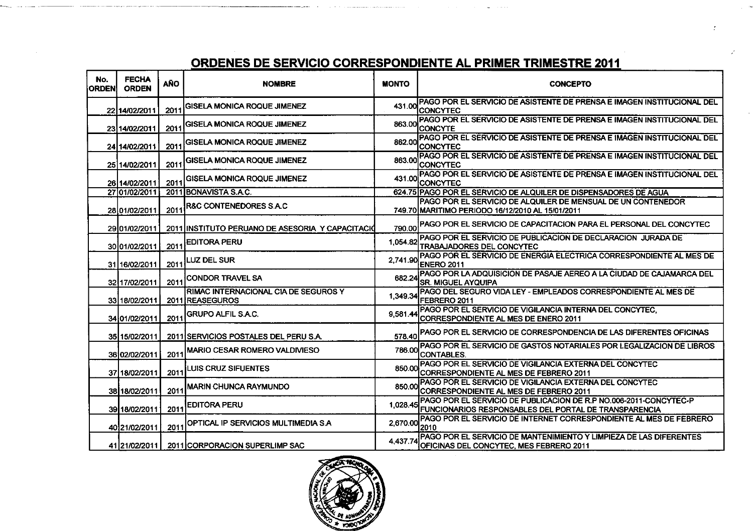## ORDENES DE SERVICIO CORRESPONDIENTE AL PRIMER TRIMESTRE 2011

| No. ORDEN | FECHA ORDEN | AÑO | NOMBRE | MONTO | CONCEPTO |
|---|---|---|---|---|---|
| 22 | 14/02/2011 | 2011 | GISELA MONICA ROQUE JIMENEZ | 431.00 | PAGO POR EL SERVICIO DE ASISTENTE DE PRENSA E IMAGEN INSTITUCIONAL DEL CONCYTEC |
| 23 | 14/02/2011 | 2011 | GISELA MONICA ROQUE JIMENEZ | 863.00 | PAGO POR EL SERVICIO DE ASISTENTE DE PRENSA E IMAGEN INSTITUCIONAL DEL CONCYTE |
| 24 | 14/02/2011 | 2011 | GISELA MONICA ROQUE JIMENEZ | 862.00 | PAGO POR EL SERVICIO DE ASISTENTE DE PRENSA E IMAGEN INSTITUCIONAL DEL CONCYTEC |
| 25 | 14/02/2011 | 2011 | GISELA MONICA ROQUE JIMENEZ | 863.00 | PAGO POR EL SERVICIO DE ASISTENTE DE PRENSA E IMAGEN INSTITUCIONAL DEL CONCYTEC |
| 26 | 14/02/2011 | 2011 | GISELA MONICA ROQUE JIMENEZ | 431.00 | PAGO POR EL SERVICIO DE ASISTENTE DE PRENSA E IMAGEN INSTITUCIONAL DEL CONCYTEC |
| 27 | 01/02/2011 | 2011 | BONAVISTA S.A.C. | 624.75 | PAGO POR EL SERVICIO DE ALQUILER DE DISPENSADORES DE AGUA |
| 28 | 01/02/2011 | 2011 | R&C CONTENEDORES S.A.C | 749.70 | PAGO POR EL SERVICIO DE ALQUILER DE MENSUAL DE UN CONTENEDOR MARITIMO PERIODO 16/12/2010 AL 15/01/2011 |
| 29 | 01/02/2011 | 2011 | INSTITUTO PERUANO DE ASESORIA Y CAPACITACIO | 790.00 | PAGO POR EL SERVICIO DE CAPACITACION PARA EL PERSONAL DEL CONCYTEC |
| 30 | 01/02/2011 | 2011 | EDITORA PERU | 1,054.82 | PAGO POR EL SERVICIO DE PUBLICACION DE DECLARACION JURADA DE TRABAJADORES DEL CONCYTEC |
| 31 | 16/02/2011 | 2011 | LUZ DEL SUR | 2,741.90 | PAGO POR EL SERVICIO DE ENERGIA ELECTRICA CORRESPONDIENTE AL MES DE ENERO 2011 |
| 32 | 17/02/2011 | 2011 | CONDOR TRAVEL SA | 682.24 | PAGO POR LA ADQUISICION DE PASAJE AEREO A LA CIUDAD DE CAJAMARCA DEL SR. MIGUEL AYQUIPA |
| 33 | 18/02/2011 | 2011 | RIMAC INTERNACIONAL CIA DE SEGUROS Y REASEGUROS | 1,349.34 | PAGO DEL SEGURO VIDA LEY - EMPLEADOS CORRESPONDIENTE AL MES DE FEBRERO 2011 |
| 34 | 01/02/2011 | 2011 | GRUPO ALFIL S.A.C. | 9,581.44 | PAGO POR EL SERVICIO DE VIGILANCIA INTERNA DEL CONCYTEC, CORRESPONDIENTE AL MES DE ENERO 2011 |
| 35 | 15/02/2011 | 2011 | SERVICIOS POSTALES DEL PERU S.A. | 578.40 | PAGO POR EL SERVICIO DE CORRESPONDENCIA DE LAS DIFERENTES OFICINAS |
| 36 | 02/02/2011 | 2011 | MARIO CESAR ROMERO VALDIVIESO | 786.00 | PAGO POR EL SERVICIO DE GASTOS NOTARIALES POR LEGALIZACION DE LIBROS CONTABLES. |
| 37 | 18/02/2011 | 2011 | LUIS CRUZ SIFUENTES | 850.00 | PAGO POR EL SERVICIO DE VIGILANCIA EXTERNA DEL CONCYTEC CORRESPONDIENTE AL MES DE FEBRERO 2011 |
| 38 | 18/02/2011 | 2011 | MARIN CHUNCA RAYMUNDO | 850.00 | PAGO POR EL SERVICIO DE VIGILANCIA EXTERNA DEL CONCYTEC CORRESPONDIENTE AL MES DE FEBRERO 2011 |
| 39 | 18/02/2011 | 2011 | EDITORA PERU | 1,028.45 | PAGO POR EL SERVICIO DE PUBLICACION DE R.P NO.006-2011-CONCYTEC-P FUNCIONARIOS RESPONSABLES DEL PORTAL DE TRANSPARENCIA |
| 40 | 21/02/2011 | 2011 | OPTICAL IP SERVICIOS MULTIMEDIA S.A | 2,670.00 | PAGO POR EL SERVICIO DE INTERNET CORRESPONDIENTE AL MES DE FEBRERO 2010 |
| 41 | 21/02/2011 | 2011 | CORPORACION SUPERLIMP SAC | 4,437.74 | PAGO POR EL SERVICIO DE MANTENIMIENTO Y LIMPIEZA DE LAS DIFERENTES OFICINAS DEL CONCYTEC, MES FEBRERO 2011 |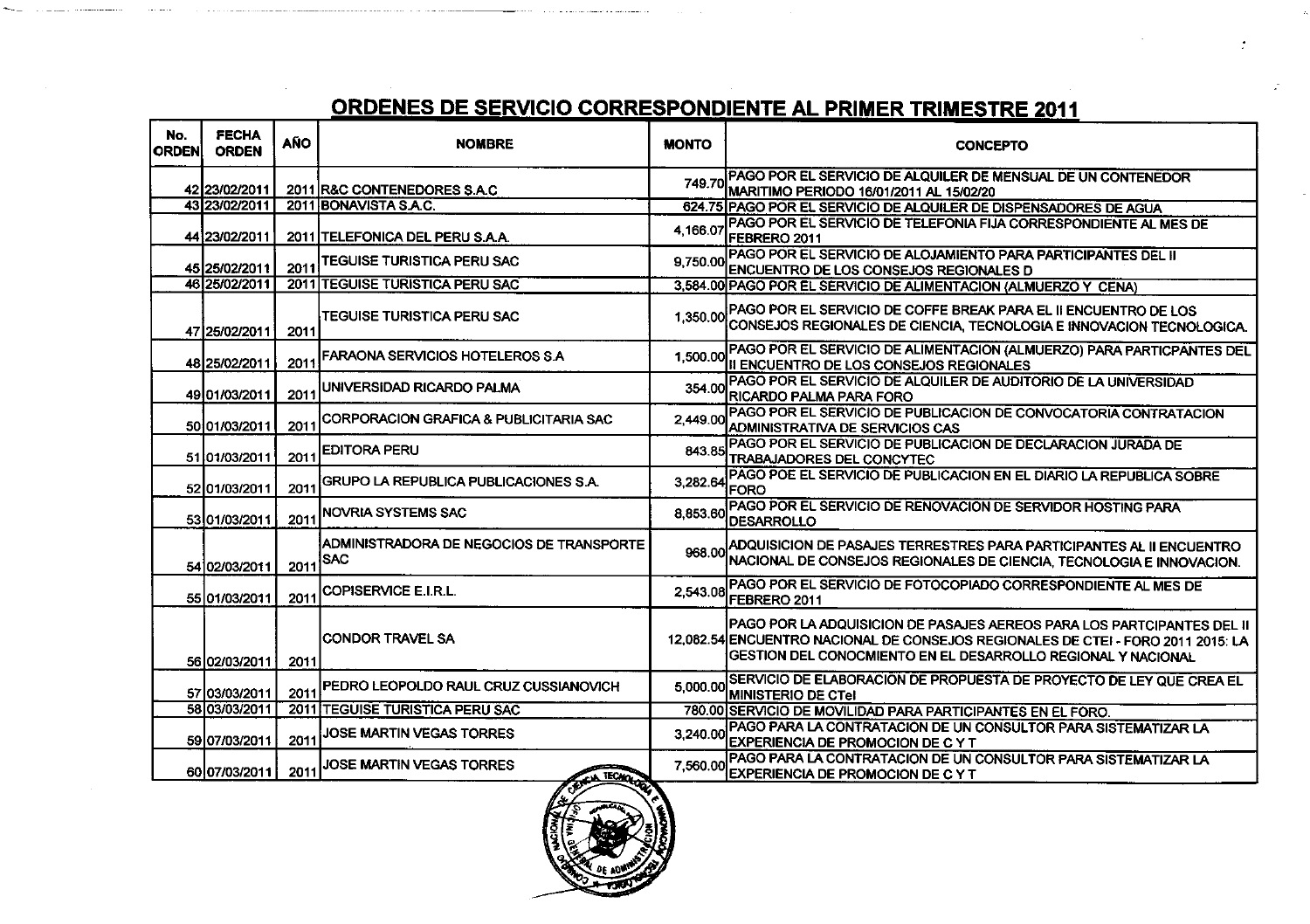## ORDENES DE SERVICIO CORRESPONDIENTE AL PRIMER TRIMESTRE 2011

| No. ORDEN | FECHA ORDEN | AÑO | NOMBRE | MONTO | CONCEPTO |
|---|---|---|---|---|---|
| 42 | 23/02/2011 | 2011 | R&C CONTENEDORES S.A.C | 749.70 | PAGO POR EL SERVICIO DE ALQUILER DE MENSUAL DE UN CONTENEDOR MARITIMO PERIODO 16/01/2011 AL 15/02/20 |
| 43 | 23/02/2011 | 2011 | BONAVISTA S.A.C. | 624.75 | PAGO POR EL SERVICIO DE ALQUILER DE DISPENSADORES DE AGUA |
| 44 | 23/02/2011 | 2011 | TELEFONICA DEL PERU S.A.A. | 4,166.07 | PAGO POR EL SERVICIO DE TELEFONIA FIJA CORRESPONDIENTE AL MES DE FEBRERO 2011 |
| 45 | 25/02/2011 | 2011 | TEGUISE TURISTICA PERU SAC | 9,750.00 | PAGO POR EL SERVICIO DE ALOJAMIENTO PARA PARTICIPANTES DEL II ENCUENTRO DE LOS CONSEJOS REGIONALES D |
| 46 | 25/02/2011 | 2011 | TEGUISE TURISTICA PERU SAC | 3,584.00 | PAGO POR EL SERVICIO DE ALIMENTACION (ALMUERZO Y CENA) |
| 47 | 25/02/2011 | 2011 | TEGUISE TURISTICA PERU SAC | 1,350.00 | PAGO POR EL SERVICIO DE COFFE BREAK PARA EL II ENCUENTRO DE LOS CONSEJOS REGIONALES DE CIENCIA, TECNOLOGIA E INNOVACION TECNOLOGICA. |
| 48 | 25/02/2011 | 2011 | FARAONA SERVICIOS HOTELEROS S.A | 1,500.00 | PAGO POR EL SERVICIO DE ALIMENTACION (ALMUERZO) PARA PARTICPANTES DEL II ENCUENTRO DE LOS CONSEJOS REGIONALES |
| 49 | 01/03/2011 | 2011 | UNIVERSIDAD RICARDO PALMA | 354.00 | PAGO POR EL SERVICIO DE ALQUILER DE AUDITORIO DE LA UNIVERSIDAD RICARDO PALMA PARA FORO |
| 50 | 01/03/2011 | 2011 | CORPORACION GRAFICA & PUBLICITARIA SAC | 2,449.00 | PAGO POR EL SERVICIO DE PUBLICACION DE CONVOCATORIA CONTRATACION ADMINISTRATIVA DE SERVICIOS CAS |
| 51 | 01/03/2011 | 2011 | EDITORA PERU | 843.85 | PAGO POR EL SERVICIO DE PUBLICACION DE DECLARACION JURADA DE TRABAJADORES DEL CONCYTEC |
| 52 | 01/03/2011 | 2011 | GRUPO LA REPUBLICA PUBLICACIONES S.A. | 3,282.64 | PAGO POE EL SERVICIO DE PUBLICACION EN EL DIARIO LA REPUBLICA SOBRE FORO |
| 53 | 01/03/2011 | 2011 | NOVRIA SYSTEMS SAC | 8,853.60 | PAGO POR EL SERVICIO DE RENOVACION DE SERVIDOR HOSTING PARA DESARROLLO |
| 54 | 02/03/2011 | 2011 | ADMINISTRADORA DE NEGOCIOS DE TRANSPORTE SAC | 968.00 | ADQUISICION DE PASAJES TERRESTRES PARA PARTICIPANTES AL II ENCUENTRO NACIONAL DE CONSEJOS REGIONALES DE CIENCIA, TECNOLOGIA E INNOVACION. |
| 55 | 01/03/2011 | 2011 | COPISERVICE E.I.R.L. | 2,543.08 | PAGO POR EL SERVICIO DE FOTOCOPIADO CORRESPONDIENTE AL MES DE FEBRERO 2011 |
| 56 | 02/03/2011 | 2011 | CONDOR TRAVEL SA | 12,082.54 | PAGO POR LA ADQUISICION DE PASAJES AEREOS PARA LOS PARTCIPANTES DEL II ENCUENTRO NACIONAL DE CONSEJOS REGIONALES DE CTEI - FORO 2011 2015: LA GESTION DEL CONOCMIENTO EN EL DESARROLLO REGIONAL Y NACIONAL |
| 57 | 03/03/2011 | 2011 | PEDRO LEOPOLDO RAUL CRUZ CUSSIANOVICH | 5,000.00 | SERVICIO DE ELABORACION DE PROPUESTA DE PROYECTO DE LEY QUE CREA EL MINISTERIO DE CTeI |
| 58 | 03/03/2011 | 2011 | TEGUISE TURISTICA PERU SAC | 780.00 | SERVICIO DE MOVILIDAD PARA PARTICIPANTES EN EL FORO. |
| 59 | 07/03/2011 | 2011 | JOSE MARTIN VEGAS TORRES | 3,240.00 | PAGO PARA LA CONTRATACION DE UN CONSULTOR PARA SISTEMATIZAR LA EXPERIENCIA DE PROMOCION DE C Y T |
| 60 | 07/03/2011 | 2011 | JOSE MARTIN VEGAS TORRES | 7,560.00 | PAGO PARA LA CONTRATACION DE UN CONSULTOR PARA SISTEMATIZAR LA EXPERIENCIA DE PROMOCION DE C Y T |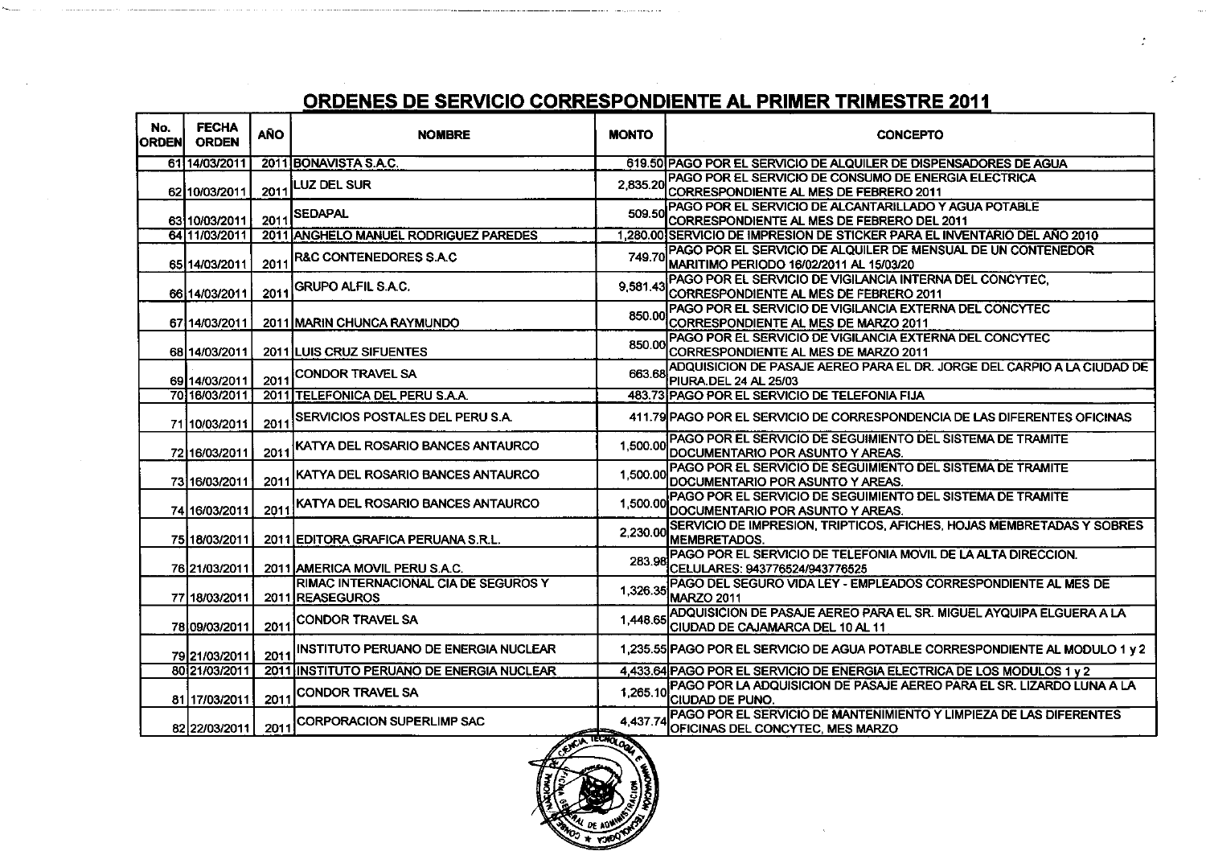## ORDENES DE SERVICIO CORRESPONDIENTE AL PRIMER TRIMESTRE 2011

| No. ORDEN | FECHA ORDEN | AÑO | NOMBRE | MONTO | CONCEPTO |
|---|---|---|---|---|---|
| 61 | 14/03/2011 | 2011 | BONAVISTA S.A.C. | 619.50 | PAGO POR EL SERVICIO DE ALQUILER DE DISPENSADORES DE AGUA |
| 62 | 10/03/2011 | 2011 | LUZ DEL SUR | 2,835.20 | PAGO POR EL SERVICIO DE CONSUMO DE ENERGIA ELECTRICA CORRESPONDIENTE AL MES DE FEBRERO 2011 |
| 63 | 10/03/2011 | 2011 | SEDAPAL | 509.50 | PAGO POR EL SERVICIO DE ALCANTARILLADO Y AGUA POTABLE CORRESPONDIENTE AL MES DE FEBRERO DEL 2011 |
| 64 | 11/03/2011 | 2011 | ANGHELO MANUEL RODRIGUEZ PAREDES | 1,280.00 | SERVICIO DE IMPRESION DE STICKER PARA EL INVENTARIO DEL AÑO 2010 |
| 65 | 14/03/2011 | 2011 | R&C CONTENEDORES S.A.C | 749.70 | PAGO POR EL SERVICIO DE ALQUILER DE MENSUAL DE UN CONTENEDOR MARITIMO PERIODO 16/02/2011 AL 15/03/20 |
| 66 | 14/03/2011 | 2011 | GRUPO ALFIL S.A.C. | 9,581.43 | PAGO POR EL SERVICIO DE VIGILANCIA INTERNA DEL CONCYTEC, CORRESPONDIENTE AL MES DE FEBRERO 2011 |
| 67 | 14/03/2011 | 2011 | MARIN CHUNCA RAYMUNDO | 850.00 | PAGO POR EL SERVICIO DE VIGILANCIA EXTERNA DEL CONCYTEC CORRESPONDIENTE AL MES DE MARZO 2011 |
| 68 | 14/03/2011 | 2011 | LUIS CRUZ SIFUENTES | 850.00 | PAGO POR EL SERVICIO DE VIGILANCIA EXTERNA DEL CONCYTEC CORRESPONDIENTE AL MES DE MARZO 2011 |
| 69 | 14/03/2011 | 2011 | CONDOR TRAVEL SA | 663.68 | ADQUISICION DE PASAJE AEREO PARA EL DR. JORGE DEL CARPIO A LA CIUDAD DE PIURA.DEL 24 AL 25/03 |
| 70 | 16/03/2011 | 2011 | TELEFONICA DEL PERU S.A.A. | 483.73 | PAGO POR EL SERVICIO DE TELEFONIA FIJA |
| 71 | 10/03/2011 | 2011 | SERVICIOS POSTALES DEL PERU S.A. | 411.79 | PAGO POR EL SERVICIO DE CORRESPONDENCIA DE LAS DIFERENTES OFICINAS |
| 72 | 16/03/2011 | 2011 | KATYA DEL ROSARIO BANCES ANTAURCO | 1,500.00 | PAGO POR EL SERVICIO DE SEGUIMIENTO DEL SISTEMA DE TRAMITE DOCUMENTARIO POR ASUNTO Y AREAS. |
| 73 | 16/03/2011 | 2011 | KATYA DEL ROSARIO BANCES ANTAURCO | 1,500.00 | PAGO POR EL SERVICIO DE SEGUIMIENTO DEL SISTEMA DE TRAMITE DOCUMENTARIO POR ASUNTO Y AREAS. |
| 74 | 16/03/2011 | 2011 | KATYA DEL ROSARIO BANCES ANTAURCO | 1,500.00 | PAGO POR EL SERVICIO DE SEGUIMIENTO DEL SISTEMA DE TRAMITE DOCUMENTARIO POR ASUNTO Y AREAS. |
| 75 | 18/03/2011 | 2011 | EDITORA GRAFICA PERUANA S.R.L. | 2,230.00 | SERVICIO DE IMPRESION, TRIPTICOS, AFICHES, HOJAS MEMBRETADAS Y SOBRES MEMBRETADOS. |
| 76 | 21/03/2011 | 2011 | AMERICA MOVIL PERU S.A.C. | 283.98 | PAGO POR EL SERVICIO DE TELEFONIA MOVIL DE LA ALTA DIRECCION. CELULARES: 943776524/943776525 |
| 77 | 18/03/2011 | 2011 | RIMAC INTERNACIONAL CIA DE SEGUROS Y REASEGUROS | 1,326.35 | PAGO DEL SEGURO VIDA LEY - EMPLEADOS CORRESPONDIENTE AL MES DE MARZO 2011 |
| 78 | 09/03/2011 | 2011 | CONDOR TRAVEL SA | 1,448.65 | ADQUISICION DE PASAJE AEREO PARA EL SR. MIGUEL AYQUIPA ELGUERA A LA CIUDAD DE CAJAMARCA DEL 10 AL 11 |
| 79 | 21/03/2011 | 2011 | INSTITUTO PERUANO DE ENERGIA NUCLEAR | 1,235.55 | PAGO POR EL SERVICIO DE AGUA POTABLE CORRESPONDIENTE AL MODULO 1 y 2 |
| 80 | 21/03/2011 | 2011 | INSTITUTO PERUANO DE ENERGIA NUCLEAR | 4,433.64 | PAGO POR EL SERVICIO DE ENERGIA ELECTRICA DE LOS MODULOS 1 y 2 |
| 81 | 17/03/2011 | 2011 | CONDOR TRAVEL SA | 1,265.10 | PAGO POR LA ADQUISICION DE PASAJE AEREO PARA EL SR. LIZARDO LUNA A LA CIUDAD DE PUNO. |
| 82 | 22/03/2011 | 2011 | CORPORACION SUPERLIMP SAC | 4,437.74 | PAGO POR EL SERVICIO DE MANTENIMIENTO Y LIMPIEZA DE LAS DIFERENTES OFICINAS DEL CONCYTEC, MES MARZO |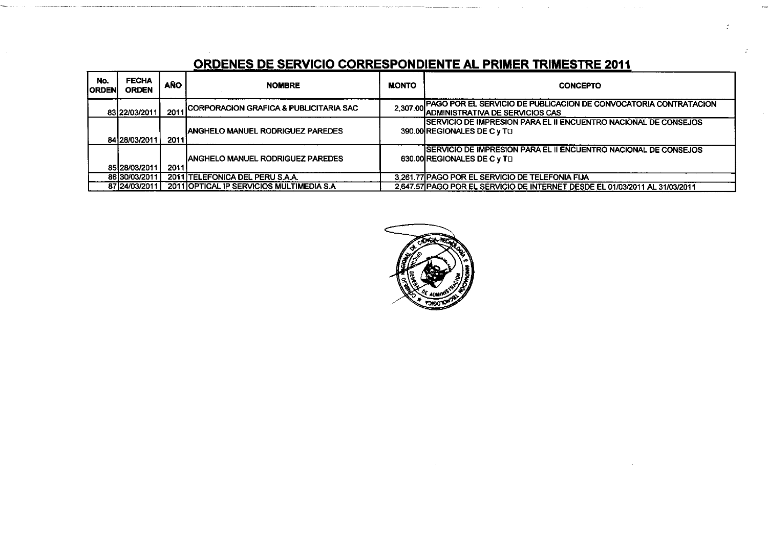## ORDENES DE SERVICIO CORRESPONDIENTE AL PRIMER TRIMESTRE 2011

| No. ORDEN | FECHA ORDEN | AÑO | NOMBRE | MONTO | CONCEPTO |
|---|---|---|---|---|---|
| 83 | 22/03/2011 | 2011 | CORPORACION GRAFICA & PUBLICITARIA SAC | 2,307.00 | PAGO POR EL SERVICIO DE PUBLICACION DE CONVOCATORIA CONTRATACION ADMINISTRATIVA DE SERVICIOS CAS |
| 84 | 28/03/2011 | 2011 | ANGHELO MANUEL RODRIGUEZ PAREDES | 390.00 | SERVICIO DE IMPRESION PARA EL II ENCUENTRO NACIONAL DE CONSEJOS REGIONALES DE C y T□ |
| 85 | 28/03/2011 | 2011 | ANGHELO MANUEL RODRIGUEZ PAREDES | 630.00 | SERVICIO DE IMPRESION PARA EL II ENCUENTRO NACIONAL DE CONSEJOS REGIONALES DE C y T□ |
| 86 | 30/03/2011 | 2011 | TELEFONICA DEL PERU S.A.A. | 3,261.77 | PAGO POR EL SERVICIO DE TELEFONIA FIJA |
| 87 | 24/03/2011 | 2011 | OPTICAL IP SERVICIOS MULTIMEDIA S.A | 2,647.57 | PAGO POR EL SERVICIO DE INTERNET DESDE EL 01/03/2011 AL 31/03/2011 |